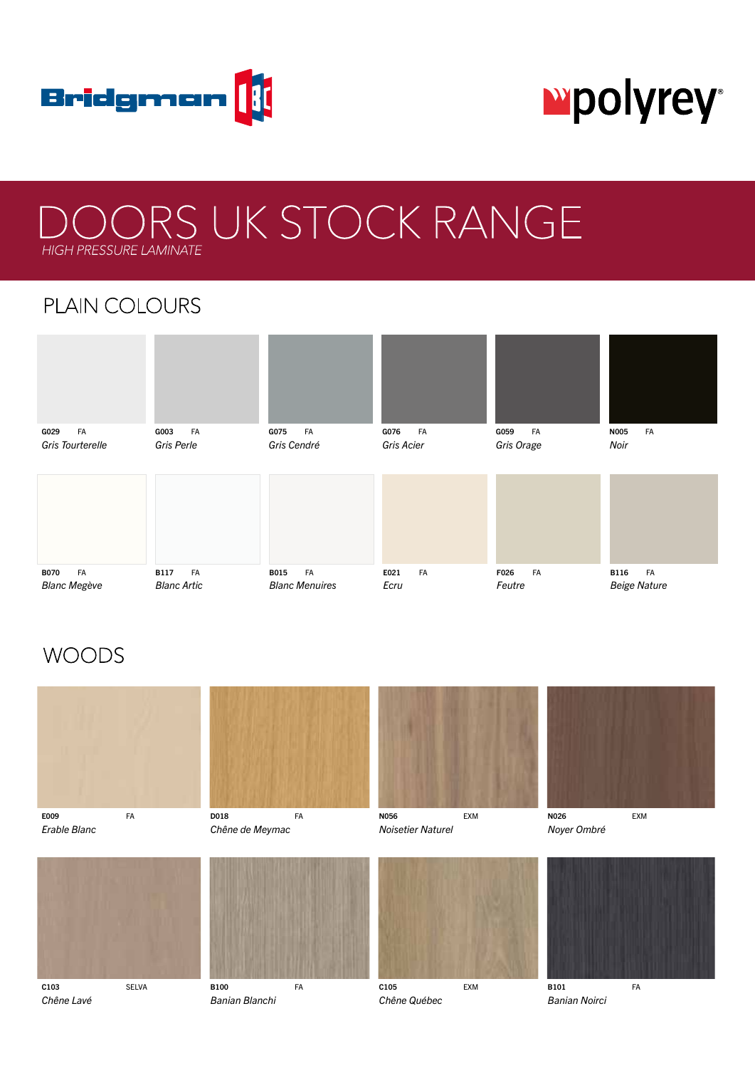Bridgman IBC

polyrey

# DOORS UK STOCK RANGE

*HIGH PRESSURE LAMINATE*

## PLAIN COLOURS

G029 FA
*Gris Tourterelle*

G003 FA
*Gris Perle*

G075 FA
*Gris Cendré*

G076 FA
*Gris Acier*

G059 FA
*Gris Orage*

N005 FA
*Noir*

B070 FA
*Blanc Megève*

B117 FA
*Blanc Artic*

B015 FA
*Blanc Menuires*

E021 FA
*Ecru*

F026 FA
*Feutre*

B116 FA
*Beige Nature*

## WOODS

E009 FA
*Erable Blanc*

D018 FA
*Chêne de Meymac*

N056 EXM
*Noisetier Naturel*

N026 EXM
*Noyer Ombré*

C103 SELVA
*Chêne Lavé*

B100 FA
*Banian Blanchi*

C105 EXM
*Chêne Québec*

B101 FA
*Banian Noirci*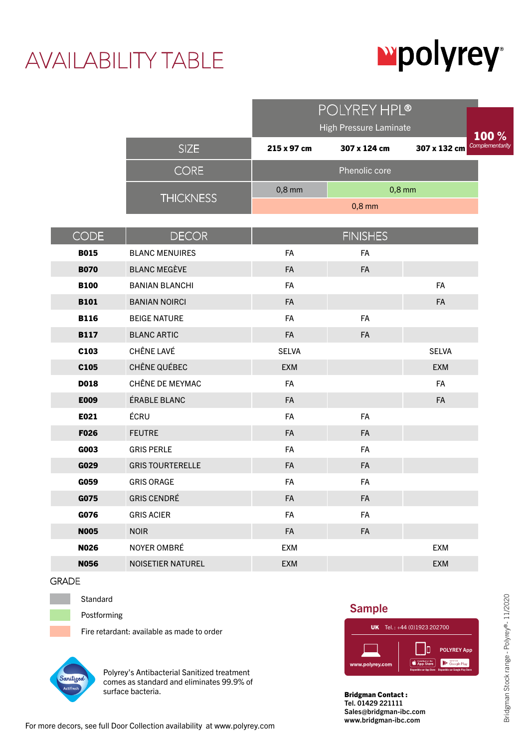# AVAILABILITY TABLE

polyrey®

| | | POLYREY HPL® High Pressure Laminate | | |
|---|---|---|---|---|
| | SIZE | 215 x 97 cm | 307 x 124 cm | 307 x 132 cm |
| | CORE | Phenolic core | | |
| | THICKNESS | 0,8 mm | 0,8 mm | |
| | | 0,8 mm | | |
| **CODE** | **DECOR** | **FINISHES** | | |
| **B015** | BLANC MENUIRES | FA | FA | |
| **B070** | BLANC MEGÈVE | FA | FA | |
| **B100** | BANIAN BLANCHI | FA | | FA |
| **B101** | BANIAN NOIRCI | FA | | FA |
| **B116** | BEIGE NATURE | FA | FA | |
| **B117** | BLANC ARTIC | FA | FA | |
| **C103** | CHÊNE LAVÉ | SELVA | | SELVA |
| **C105** | CHÊNE QUÉBEC | EXM | | EXM |
| **D018** | CHÊNE DE MEYMAC | FA | | FA |
| **E009** | ÉRABLE BLANC | FA | | FA |
| **E021** | ÉCRU | FA | FA | |
| **F026** | FEUTRE | FA | FA | |
| **G003** | GRIS PERLE | FA | FA | |
| **G029** | GRIS TOURTERELLE | FA | FA | |
| **G059** | GRIS ORAGE | FA | FA | |
| **G075** | GRIS CENDRÉ | FA | FA | |
| **G076** | GRIS ACIER | FA | FA | |
| **N005** | NOIR | FA | FA | |
| **N026** | NOYER OMBRÉ | EXM | | EXM |
| **N056** | NOISETIER NATUREL | EXM | | EXM |

**100 %** *Complementarity*

GRADE

- Standard
- Postforming
- Fire retardant: available as made to order

Sanitized® Actifresh

Polyrey's Antibacterial Sanitized treatment comes as standard and eliminates 99.9% of surface bacteria.

For more decors, see full Door Collection availability at www.polyrey.com

## Sample

**UK** Tel.: +44 (0)1923 202700

www.polyrey.com

POLYREY App

App Store | Google Play

**Bridgman Contact :**
**Tel. 01429 221111**
**Sales@bridgman-ibc.com**
**www.bridgman-ibc.com**

Bridgman Stock range - Polyrey® - 11/2020